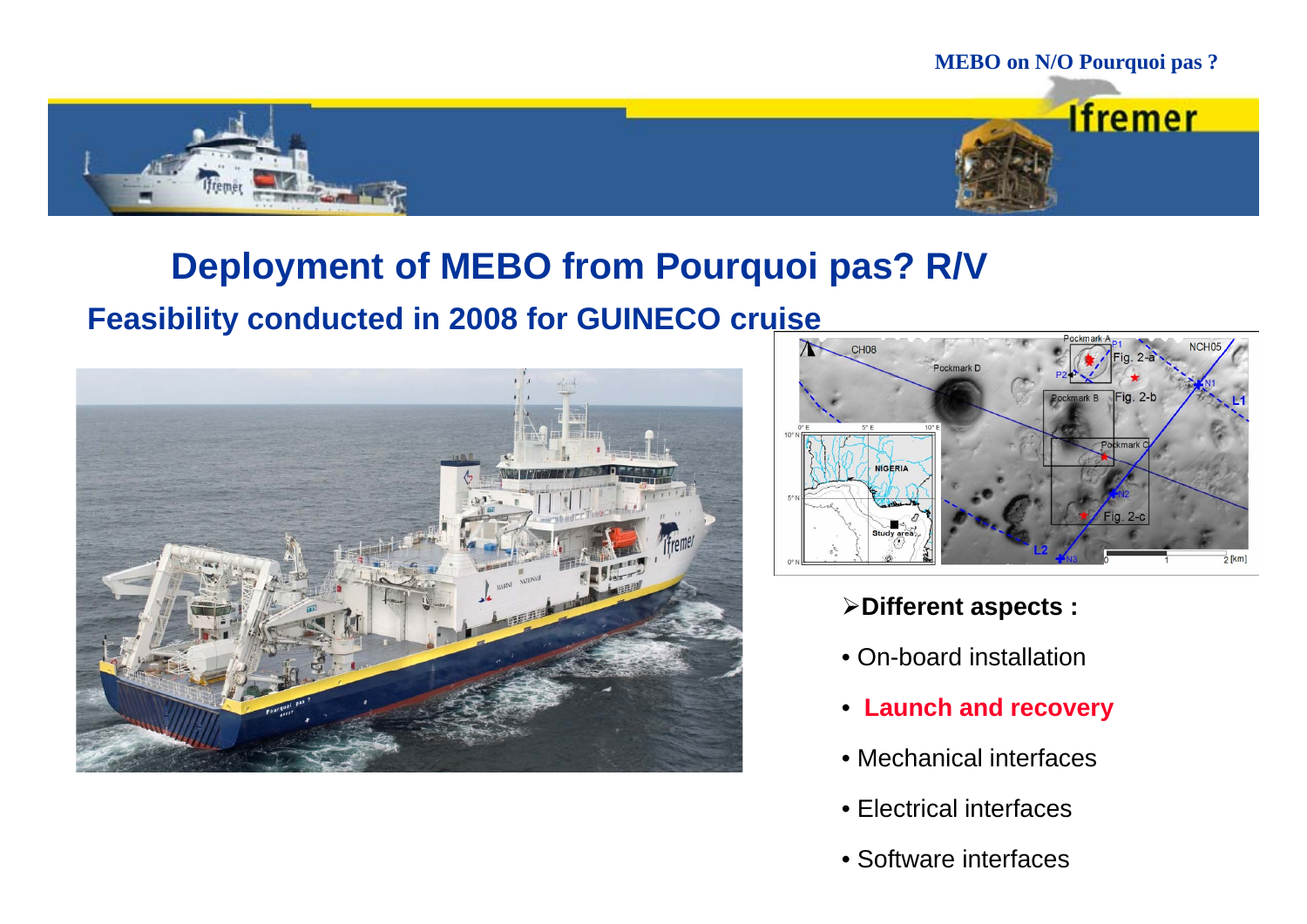# Deployment of MEBO from Pourquoi pas? R/V

## Feasibility conducted in 2008 for GUINECO cruise

**Different aspects :**

- On-board installation
- **Launch and recovery**
- Mechanical interfaces
- Electrical interfaces
- Software interfaces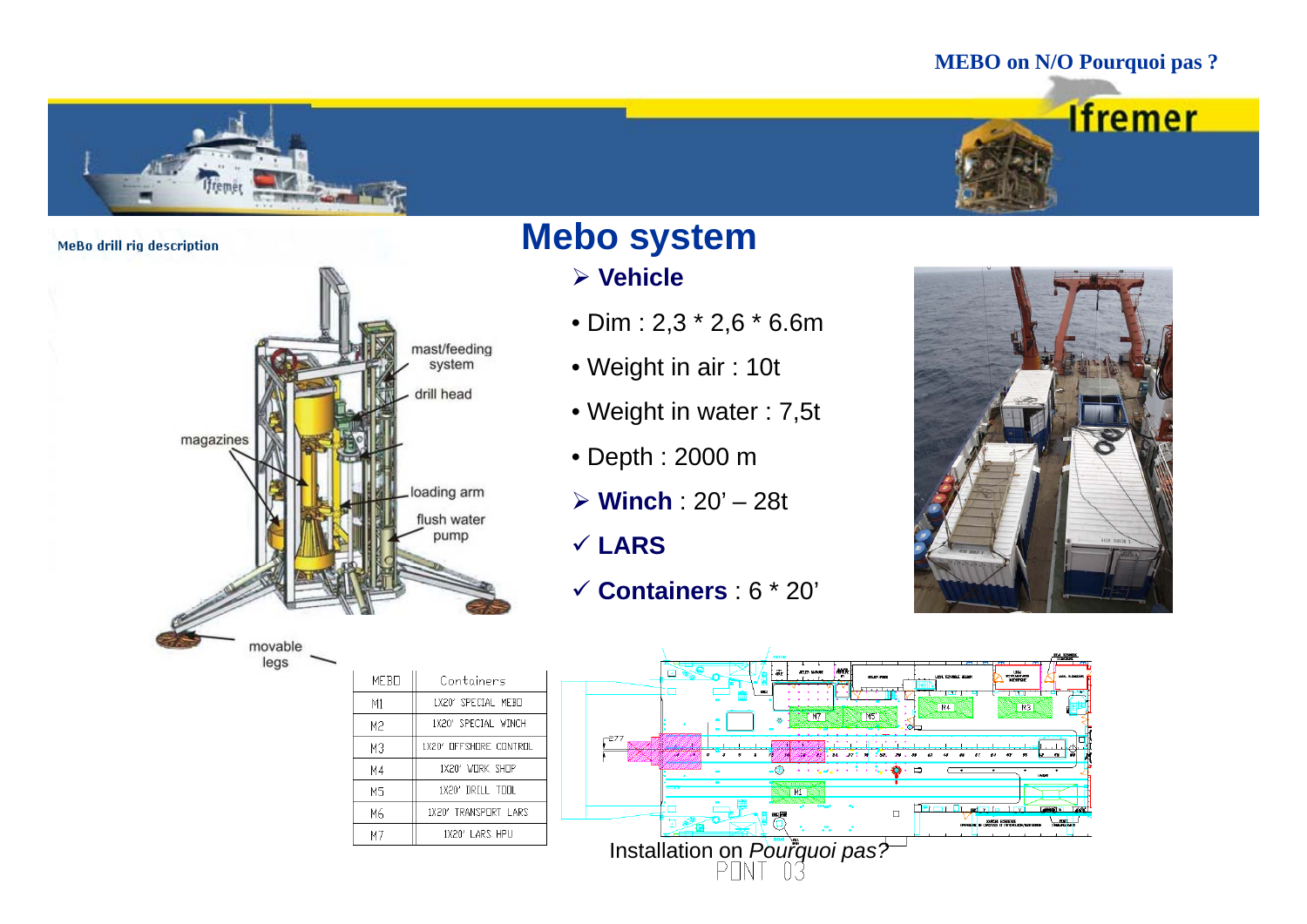MEBO on N/O Pourquoi pas ?

MeBo drill rig description

mast/feeding system

drill head

magazines

loading arm

flush water pump

movable legs

# Mebo system

- **Vehicle**
  - Dim : 2,3 * 2,6 * 6.6m
  - Weight in air : 10t
  - Weight in water : 7,5t
  - Depth : 2000 m
- **Winch** : 20' – 28t
- **LARS**
- **Containers** : 6 * 20'

| MEBO | Containers |
|---|---|
| M1 | 1X20' SPECIAL MEBO |
| M2 | 1X20' SPECIAL WINCH |
| M3 | 1X20' OFFSHORE CONTROL |
| M4 | 1X20' WORK SHOP |
| M5 | 1X20' DRILL TOOL |
| M6 | 1X20' TRANSPORT LARS |
| M7 | 1X20' LARS HPU |

Installation on *Pourquoi pas?*

PONT 03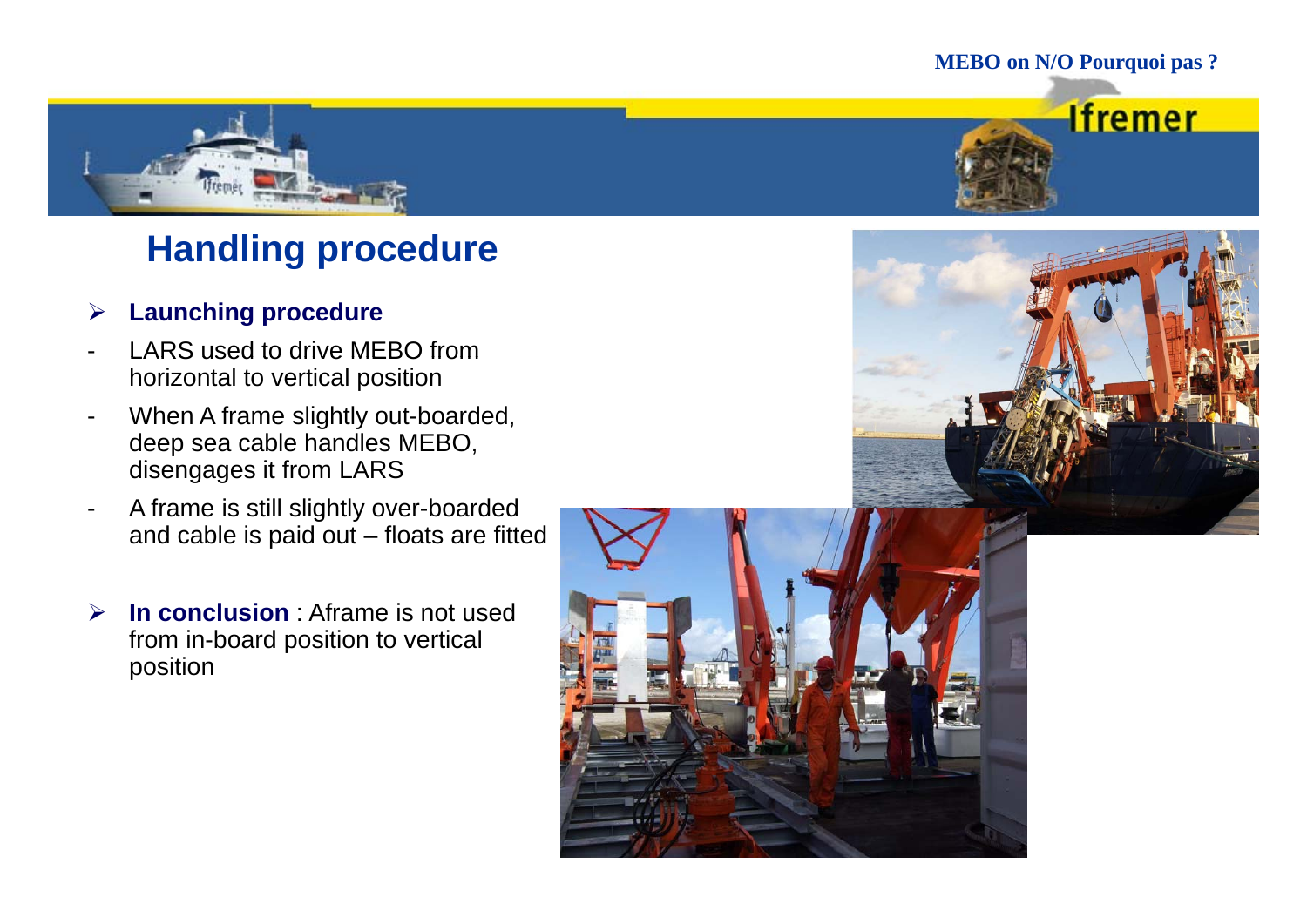## Handling procedure

- **Launching procedure**
  - LARS used to drive MEBO from horizontal to vertical position
  - When A frame slightly out-boarded, deep sea cable handles MEBO, disengages it from LARS
  - A frame is still slightly over-boarded and cable is paid out – floats are fitted
- **In conclusion** : Aframe is not used from in-board position to vertical position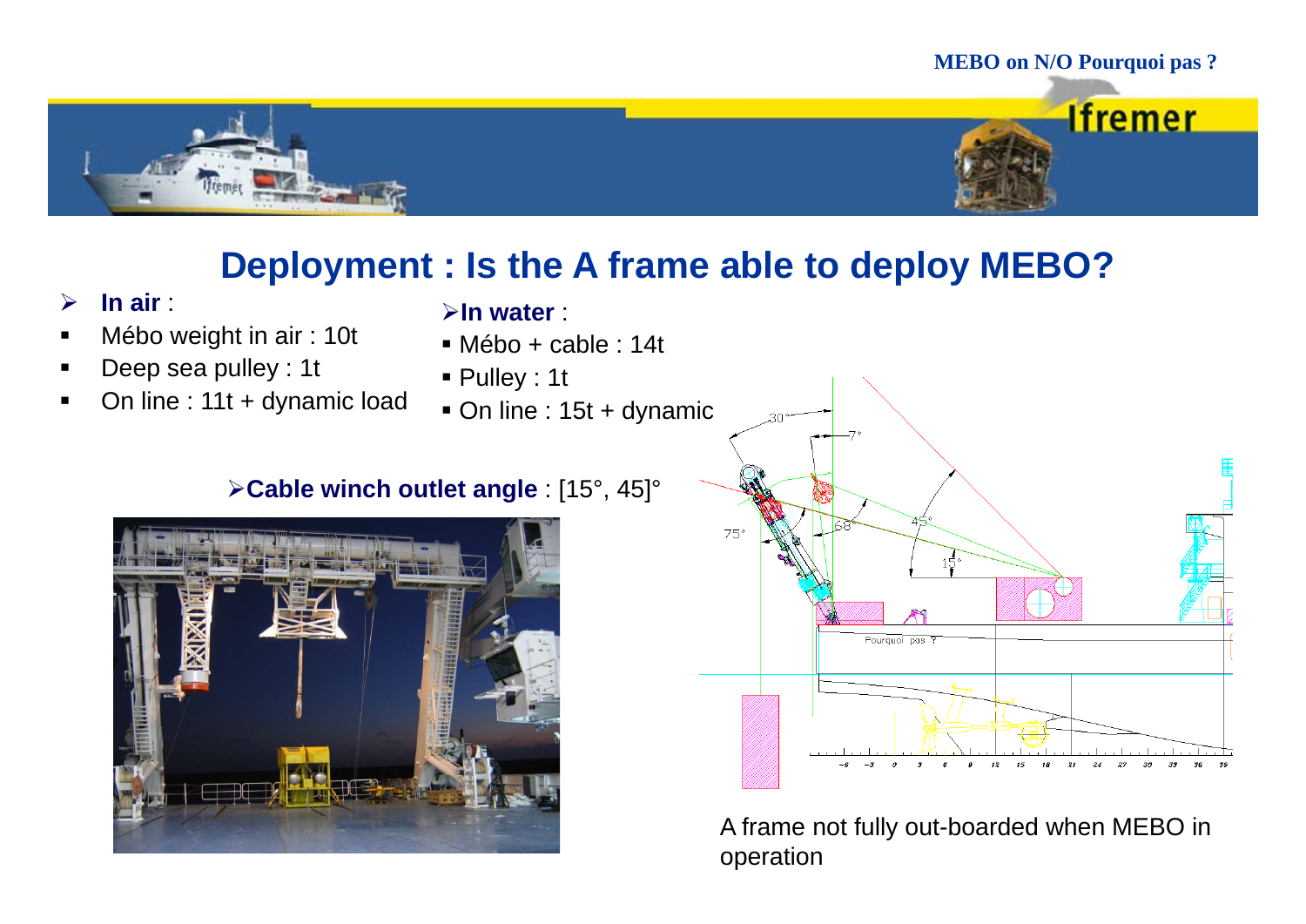# Deployment : Is the A frame able to deploy MEBO?

- **In air** :
  - Mébo weight in air : 10t
  - Deep sea pulley : 1t
  - On line : 11t + dynamic load

- **In water** :
  - Mébo + cable : 14t
  - Pulley : 1t
  - On line : 15t + dynamic

- **Cable winch outlet angle** : [15°, 45]°

A frame not fully out-boarded when MEBO in operation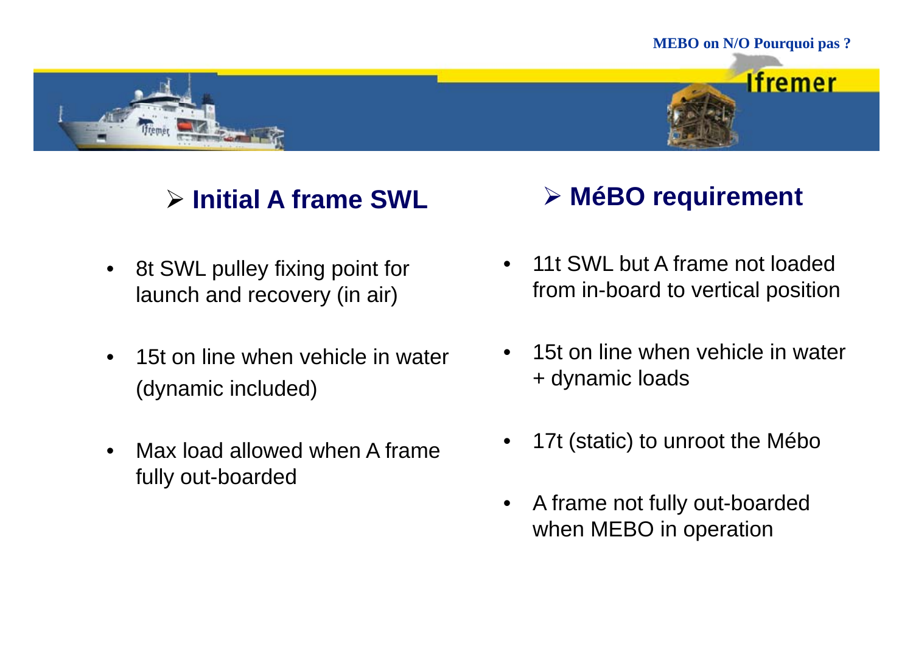## Initial A frame SWL

- 8t SWL pulley fixing point for launch and recovery (in air)
- 15t on line when vehicle in water (dynamic included)
- Max load allowed when A frame fully out-boarded

## MéBO requirement

- 11t SWL but A frame not loaded from in-board to vertical position
- 15t on line when vehicle in water + dynamic loads
- 17t (static) to unroot the Mébo
- A frame not fully out-boarded when MEBO in operation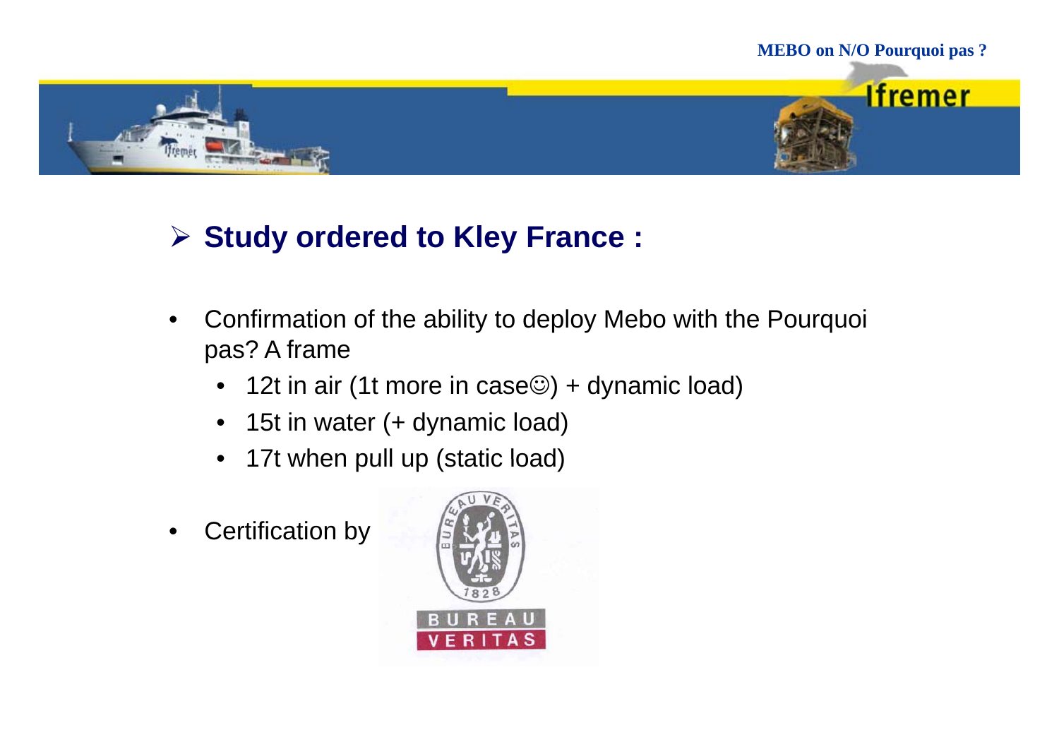## ➢ Study ordered to Kley France :

- Confirmation of the ability to deploy Mebo with the Pourquoi pas? A frame
  - 12t in air (1t more in case☺) + dynamic load)
  - 15t in water (+ dynamic load)
  - 17t when pull up (static load)
- Certification by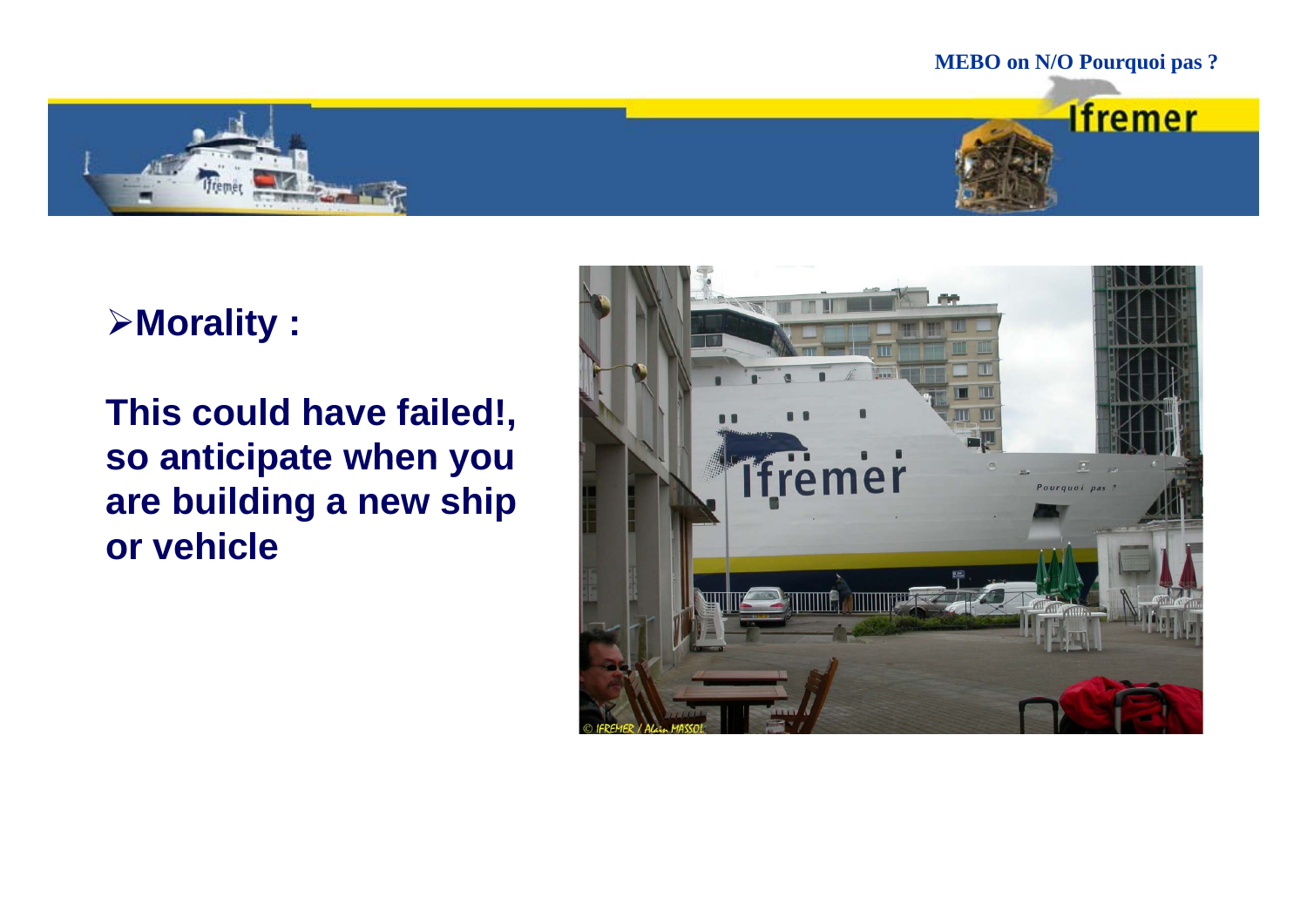- **Morality :**

**This could have failed!, so anticipate when you are building a new ship or vehicle**